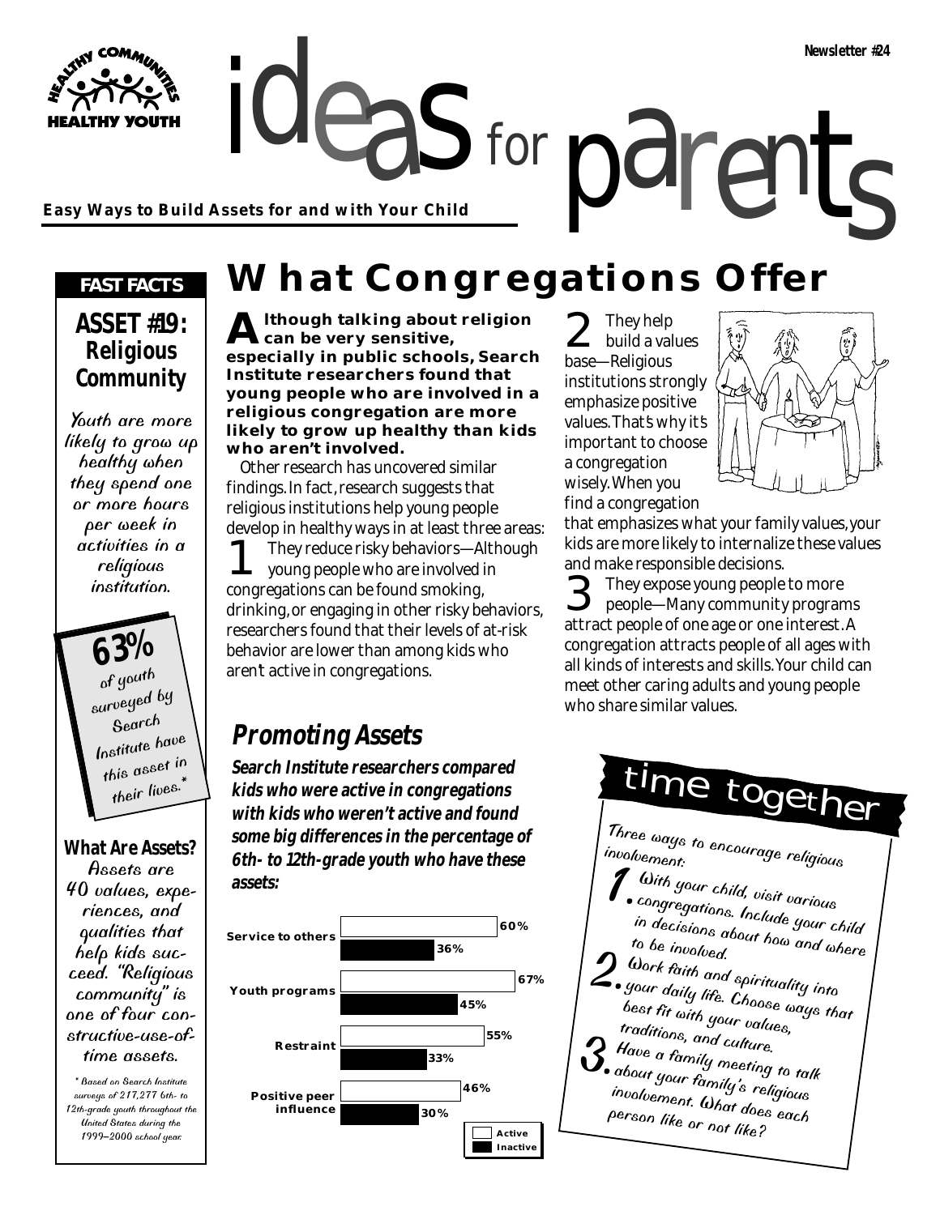Newsletter #24

# ideas for parents

**Easy Ways to Build Assets for and with Your Child**

## What Congregations Offer

**Although talking about religion can be very sensitive, especially in public schools, Search Institute researchers found that young people who are involved in a religious congregation are more likely to grow up healthy than kids who aren't involved.**

Other research has uncovered similar findings. In fact, research suggests that religious institutions help young people develop in healthy ways in at least three areas:

1. They reduce risky behaviors—Although young people who are involved in congregations can be found smoking, drinking, or engaging in other risky behaviors, researchers found that their levels of at-risk behavior are lower than among kids who aren't active in congregations.
2. They help build a values base—Religious institutions strongly emphasize positive values. That's why it's important to choose a congregation wisely. When you find a congregation that emphasizes what your family values, your kids are more likely to internalize these values and make responsible decisions.
3. They expose young people to more people—Many community programs attract people of one age or one interest. A congregation attracts people of all ages with all kinds of interests and skills. Your child can meet other caring adults and young people who share similar values.

### Promoting Assets

***Search Institute researchers compared kids who were active in congregations with kids who weren't active and found some big differences in the percentage of 6th- to 12th-grade youth who have these assets:***

| Asset | Active | Inactive |
|---|---|---|
| Service to others | 60% | 36% |
| Youth programs | 67% | 45% |
| Restraint | 55% | 33% |
| Positive peer influence | 46% | 30% |

### time together

Three ways to encourage religious involvement:

1. With your child, visit various congregations. Include your child in decisions about how and where to be involved.
2. Work faith and spirituality into your daily life. Choose ways that best fit with your values, traditions, and culture.
3. Have a family meeting to talk about your family's religious involvement. What does each person like or not like?

---

**FAST FACTS**

**ASSET #19: Religious Community**

Youth are more likely to grow up healthy when they spend one or more hours per week in activities in a religious institution.

**63%** of youth surveyed by Search Institute have this asset in their lives.*

**What Are Assets?**

Assets are 40 values, experiences, and qualities that help kids succeed. "Religious community" is one of four constructive-use-of-time assets.

\* Based on Search Institute surveys of 217,277 6th- to 12th-grade youth throughout the United States during the 1999–2000 school year.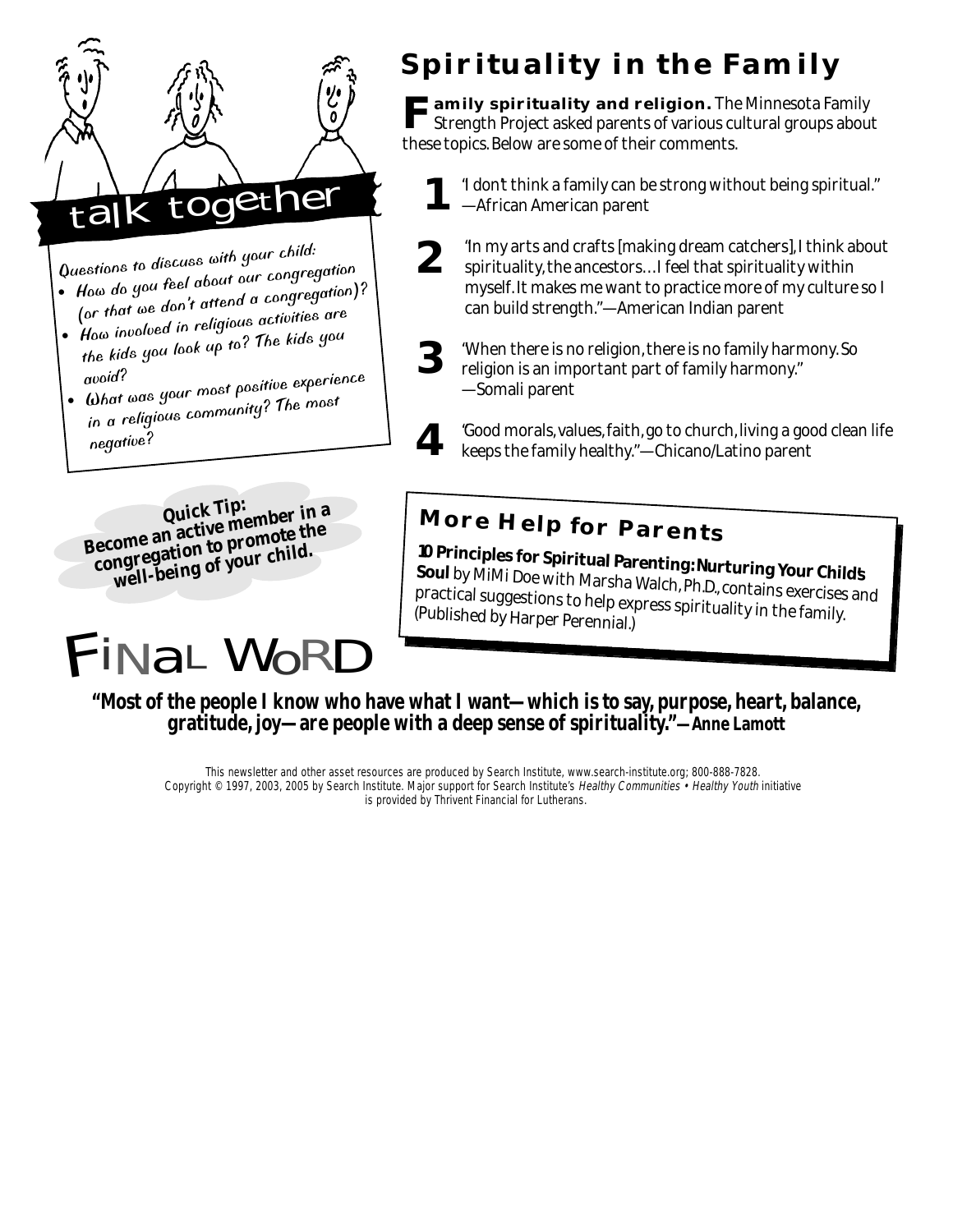## talk together

Questions to discuss with your child:

- How do you feel about our congregation (or that we don't attend a congregation)?
- How involved in religious activities are the kids you look up to? The kids you avoid?
- What was your most positive experience in a religious community? The most negative?

**Quick Tip: Become an active member in a congregation to promote the well-being of your child.**

# Spirituality in the Family

**Family spirituality and religion.** The Minnesota Family Strength Project asked parents of various cultural groups about these topics. Below are some of their comments.

**1** "I don't think a family can be strong without being spiritual." —African American parent

**2** "In my arts and crafts [making dream catchers], I think about spirituality, the ancestors… I feel that spirituality within myself. It makes me want to practice more of my culture so I can build strength."—American Indian parent

**3** "When there is no religion, there is no family harmony. So religion is an important part of family harmony." —Somali parent

**4** "Good morals, values, faith, go to church, living a good clean life keeps the family healthy."—Chicano/Latino parent

## More Help for Parents

**10 Principles for Spiritual Parenting: Nurturing Your Child's Soul** by MiMi Doe with Marsha Walch, Ph.D., contains exercises and practical suggestions to help express spirituality in the family. (Published by Harper Perennial.)

## Final Word

**"Most of the people I know who have what I want—which is to say, purpose, heart, balance, gratitude, joy—are people with a deep sense of spirituality."—Anne Lamott**

This newsletter and other asset resources are produced by Search Institute, www.search-institute.org; 800-888-7828.
Copyright © 1997, 2003, 2005 by Search Institute. Major support for Search Institute's *Healthy Communities • Healthy Youth* initiative is provided by Thrivent Financial for Lutherans.